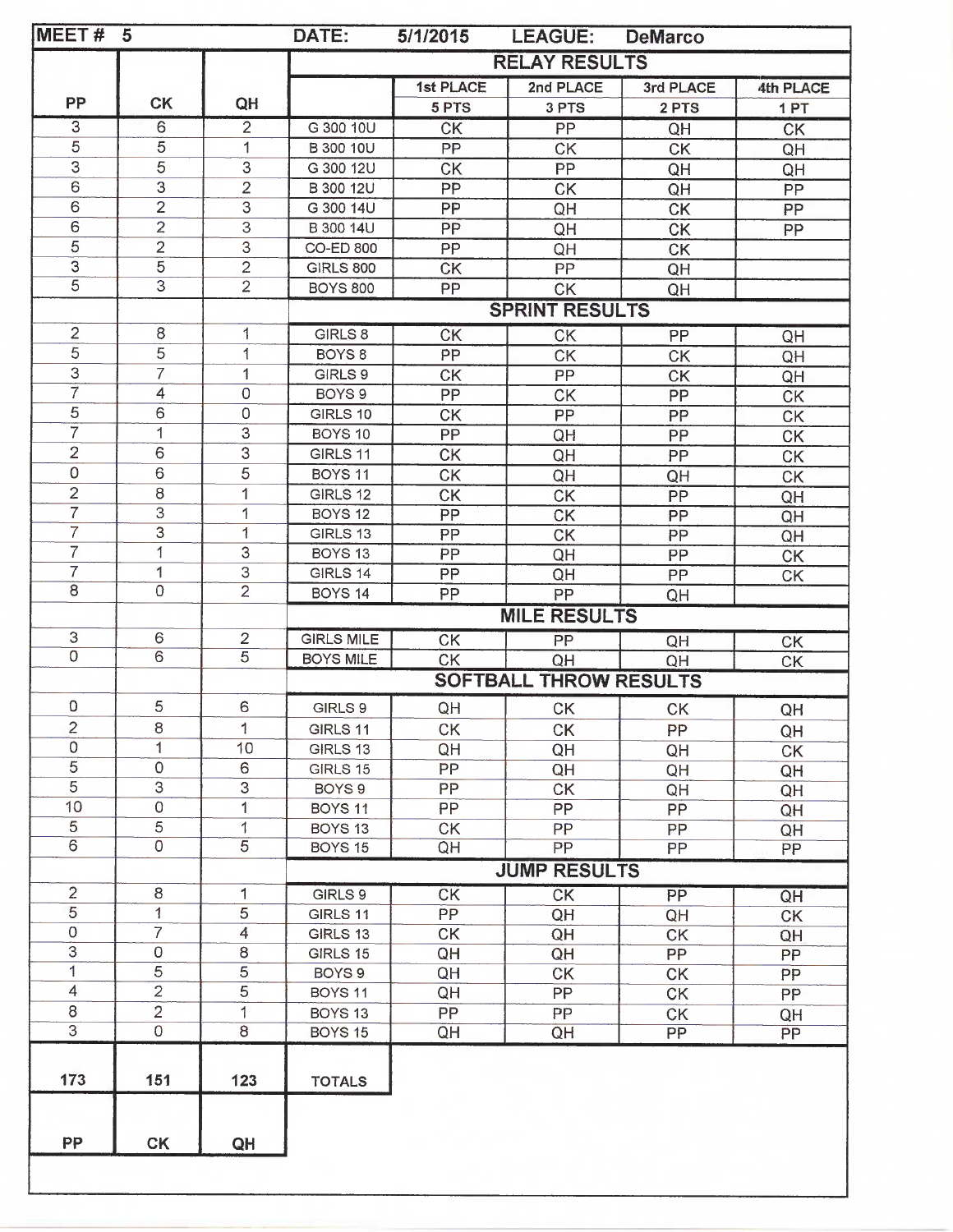| MEET # 5 | | | DATE: 5/1/2015 | | LEAGUE: DeMarco | | |
|---|---|---|---|---|---|---|---|
| | | | **RELAY RESULTS** | | | | |
| PP | CK | QH | | 1st PLACE 5 PTS | 2nd PLACE 3 PTS | 3rd PLACE 2 PTS | 4th PLACE 1 PT |
| 3 | 6 | 2 | G 300 10U | CK | PP | QH | CK |
| 5 | 5 | 1 | B 300 10U | PP | CK | CK | QH |
| 3 | 5 | 3 | G 300 12U | CK | PP | QH | QH |
| 6 | 3 | 2 | B 300 12U | PP | CK | QH | PP |
| 6 | 2 | 3 | G 300 14U | PP | QH | CK | PP |
| 6 | 2 | 3 | B 300 14U | PP | QH | CK | PP |
| 5 | 2 | 3 | CO-ED 800 | PP | QH | CK | |
| 3 | 5 | 2 | GIRLS 800 | CK | PP | QH | |
| 5 | 3 | 2 | BOYS 800 | PP | CK | QH | |
| | | | **SPRINT RESULTS** | | | | |
| 2 | 8 | 1 | GIRLS 8 | CK | CK | PP | QH |
| 5 | 5 | 1 | BOYS 8 | PP | CK | CK | QH |
| 3 | 7 | 1 | GIRLS 9 | CK | PP | CK | QH |
| 7 | 4 | 0 | BOYS 9 | PP | CK | PP | CK |
| 5 | 6 | 0 | GIRLS 10 | CK | PP | PP | CK |
| 7 | 1 | 3 | BOYS 10 | PP | QH | PP | CK |
| 2 | 6 | 3 | GIRLS 11 | CK | QH | PP | CK |
| 0 | 6 | 5 | BOYS 11 | CK | QH | QH | CK |
| 2 | 8 | 1 | GIRLS 12 | CK | CK | PP | QH |
| 7 | 3 | 1 | BOYS 12 | PP | CK | PP | QH |
| 7 | 3 | 1 | GIRLS 13 | PP | CK | PP | QH |
| 7 | 1 | 3 | BOYS 13 | PP | QH | PP | CK |
| 7 | 1 | 3 | GIRLS 14 | PP | QH | PP | CK |
| 8 | 0 | 2 | BOYS 14 | PP | PP | QH | |
| | | | **MILE RESULTS** | | | | |
| 3 | 6 | 2 | GIRLS MILE | CK | PP | QH | CK |
| 0 | 6 | 5 | BOYS MILE | CK | QH | QH | CK |
| | | | **SOFTBALL THROW RESULTS** | | | | |
| 0 | 5 | 6 | GIRLS 9 | QH | CK | CK | QH |
| 2 | 8 | 1 | GIRLS 11 | CK | CK | PP | QH |
| 0 | 1 | 10 | GIRLS 13 | QH | QH | QH | CK |
| 5 | 0 | 6 | GIRLS 15 | PP | QH | QH | QH |
| 5 | 3 | 3 | BOYS 9 | PP | CK | QH | QH |
| 10 | 0 | 1 | BOYS 11 | PP | PP | PP | QH |
| 5 | 5 | 1 | BOYS 13 | CK | PP | PP | QH |
| 6 | 0 | 5 | BOYS 15 | QH | PP | PP | PP |
| | | | **JUMP RESULTS** | | | | |
| 2 | 8 | 1 | GIRLS 9 | CK | CK | PP | QH |
| 5 | 1 | 5 | GIRLS 11 | PP | QH | QH | CK |
| 0 | 7 | 4 | GIRLS 13 | CK | QH | CK | QH |
| 3 | 0 | 8 | GIRLS 15 | QH | QH | PP | PP |
| 1 | 5 | 5 | BOYS 9 | QH | CK | CK | PP |
| 4 | 2 | 5 | BOYS 11 | QH | PP | CK | PP |
| 8 | 2 | 1 | BOYS 13 | PP | PP | CK | QH |
| 3 | 0 | 8 | BOYS 15 | QH | QH | PP | PP |
| **173** | **151** | **123** | **TOTALS** | | | | |
| **PP** | **CK** | **QH** | | | | | |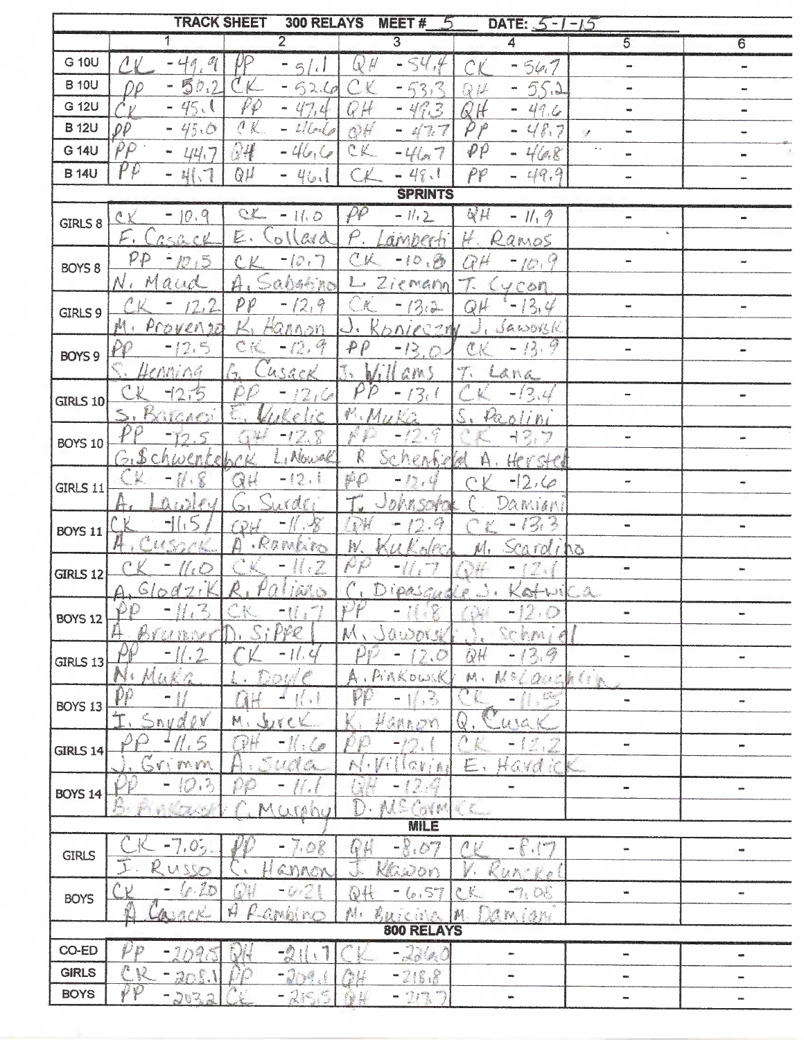# TRACK SHEET 300 RELAYS MEET # 5 DATE: 5-1-15

| | 1 | 2 | 3 | 4 | 5 | 6 |
|---|---|---|---|---|---|---|
| G 10U | CK - 49.9 | PP - 51.1 | QH - 54.4 | CK - 56.7 | - | - |
| B 10U | PP - 50.2 | CK - 52.6 | CK - 53.3 | QH - 55.2 | - | - |
| G 12U | CK - 45.1 | PP - 47.4 | QH - 49.3 | QH - 49.6 | - | - |
| B 12U | PP - 45.0 | CK - 46.6 | QH - 47.7 | PP - 48.7 | - | - |
| G 14U | PP - 44.7 | QH - 46.6 | CK - 46.7 | PP - 46.8 | - | - |
| B 14U | PP - 41.7 | QH - 46.1 | CK - 48.1 | PP - 49.9 | - | - |
| **SPRINTS** | | | | | | |
| GIRLS 8 | CK - 10.9 F. Cusack | CK - 11.0 E. Collard | PP - 11.2 P. Lamberti | QH - 11.9 H. Ramos | - | - |
| BOYS 8 | PP - 10.5 N. Maud | CK - 10.7 A. Sabatino | CK - 10.8 L. Ziemann | QH - 10.9 T. Cycon | - | - |
| GIRLS 9 | CK - 12.2 M. Provenzo | PP - 12.9 K. Hannon | CK - 13.2 J. Konieczny | QH - 13.4 J. Jaworski | - | - |
| BOYS 9 | PP - 12.5 S. Henning | CK - 12.9 G. Cusack | PP - 13.0 J. Willams | CK - 13.9 T. Lana | - | - |
| GIRLS 10 | CK - 12.5 S. Barganci | PP - 12.6 E. Kukelic | PP - 13.1 M. Muka | CK - 13.4 S. Paolini | - | - |
| BOYS 10 | PP - 12.5 G. Schwenteck | QH - 12.8 L. Nowak | PP - 12.9 R Schenfeld | CK - 13.7 A. Hersted | - | - |
| GIRLS 11 | CK - 11.8 A. Lawley | QH - 12.1 G. Surdej | PP - 12.4 T. Johnson | CK - 12.6 C. Damiani | - | - |
| BOYS 11 | CK - 11.5 A. Cusack | QH - 11.8 A. Rambino | QH - 12.9 W. Kukelec | CK - 13.3 M. Scardino | - | - |
| GIRLS 12 | CK - 11.0 A. Glodzik | CK - 11.2 R. Paliaro | PP - 11.7 C. Dipasquale | QH - 12.1 J. Katwica | - | - |
| BOYS 12 | PP - 11.3 A. Brummer | CK - 11.7 D. Sippel | PP - 11.8 M. Jaworski | QH - 12.0 J. Schmidl | - | - |
| GIRLS 13 | PP - 11.2 N. Muka | CK - 11.4 L. Doyle | PP - 12.0 A. Pinkowski | QH - 13.9 M. McLaughlin | - | - |
| BOYS 13 | PP - 11 I. Snyder | QH - 11.1 M. Jurek | PP - 11.3 K. Hannon | CK - 11.55 Q. Cusack | - | - |
| GIRLS 14 | PP - 11.5 J. Grimm | QH - 11.6 A. Suda | PP - 12.1 N. Villarini | CK - 12.2 E. Hardick | - | - |
| BOYS 14 | PP - 10.3 B. Pinkowski | PP - 11.1 C. Murphy | QH - 12.9 D. McCormick | - | - | - |
| **MILE** | | | | | | |
| GIRLS | CK - 7.03 J. Russo | PP - 7.08 C. Hannon | QH - 8.07 J. Keeton | CK - 8.17 V. Runckel | - | - |
| BOYS | CK - 6.20 A. Cusack | QH - 6.21 A Rambino | QH - 6.57 M. Buicina | CK - 7.08 M. Damiani | - | - |
| **800 RELAYS** | | | | | | |
| CO-ED | PP - 209.5 | QH - 211.7 | CK - 226.0 | - | - | - |
| GIRLS | CK - 205.1 | PP - 209.1 | QH - 218.8 | - | - | - |
| BOYS | PP - 203.2 | CK - 215.5 | QH - 217.7 | - | - | - |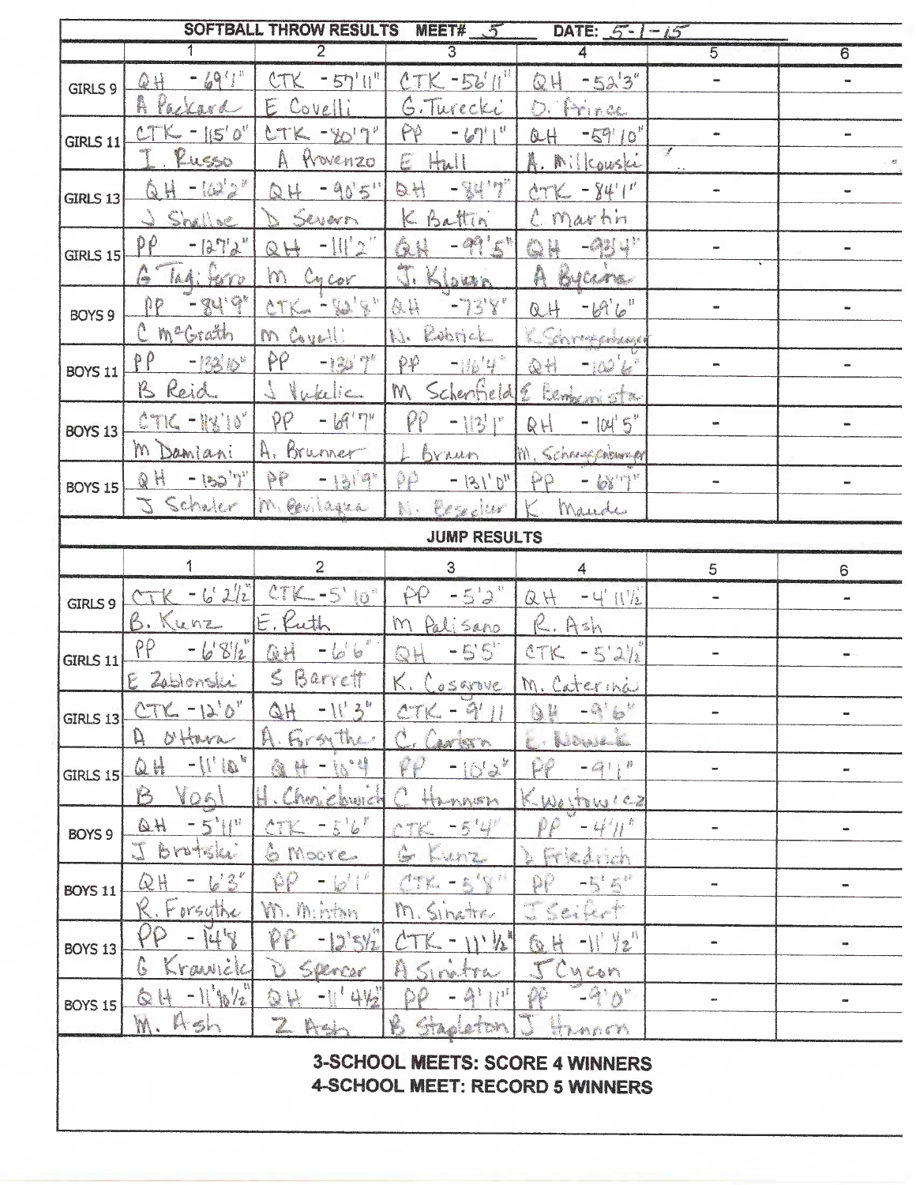## SOFTBALL THROW RESULTS MEET# 5 DATE: 5-1-15

| | 1 | 2 | 3 | 4 | 5 | 6 |
|---|---|---|---|---|---|---|
| GIRLS 9 | QH - 69'1" A Packard | CTK - 57'11" E Covelli | CTK - 56'11" G. Turecki | QH - 52'3" D. Prince | - | - |
| GIRLS 11 | CTK - 115'0" I. Russo | CTK - 80'7" A Provenzo | PP - 67'1" E Hall | QH - 59'10" A. Millkowski | - | - |
| GIRLS 13 | QH - 102'2" J Shallue | QH - 90'5" D Severn | QH - 84'7" K Battin | CTK - 84'1" C Martin | - | - |
| GIRLS 15 | PP - 127'2" G Tagliaferro | QH - 111'2" M Cycor | QH - 99'5" J. Klosen | QH - 93'4" A Bycina | - | - |
| BOYS 9 | PP - 84'9" C McGrath | CTK - 80'8" M Covelli | QH - 73'8" N. Robrick | QH - 69'6" K Schraegenberger | - | - |
| BOYS 11 | PP - 133'10" B Reid | PP - 130'7" J Vukelic | PP - 116'4" M Schenfield | QH - 100'6" E Bembenista | - | - |
| BOYS 13 | CTK - 118'10" M Damiani | PP - 69'7" A. Brunner | PP - 113'1" L Braun | QH - 104'5" M. Schraegenberger | - | - |
| BOYS 15 | QH - 132'7" J Schuler | PP - 131'9" M. Bevilaqua | PP - 131'0" N. Besecker | PP - 68'7" K. Maude | - | - |

## JUMP RESULTS

| | 1 | 2 | 3 | 4 | 5 | 6 |
|---|---|---|---|---|---|---|
| GIRLS 9 | CTK - 6'2½" B. Kunz | CTK - 5'10" E. Ruth | PP - 5'2" M Palisano | QH - 4'11½" R. Ash | - | - |
| GIRLS 11 | PP - 6'8½" E Zablonski | QH - 6'6" S Barrett | QH - 5'5" K. Cosgrove | CTK - 5'2½" M. Caterina | - | - |
| GIRLS 13 | CTK - 12'0" A O'Hara | QH - 11'3" A. Forsythe | CTK - 9'11 C. Carlson | QH - 9'6" E. Nowak | - | - |
| GIRLS 15 | QH - 11'10" B Vogl | QH - 10'4 H. Chmielewicz | PP - 10'2" C Hannon | PP - 9'1" K. Wojtowicz | - | - |
| BOYS 9 | QH - 5'11" J Brotski | CTK - 5'6" G Moore | CTK - 5'4" G Kunz | PP - 4'11" D Friedrich | - | - |
| BOYS 11 | QH - 6'3" R. Forsythe | PP - 6'1" M. Minton | CTK - 5'8" M. Sinatra | PP - 5'5" J Seifert | - | - |
| BOYS 13 | PP - 14'8 G Krawick | PP - 12'5½ D Spencer | CTK - 11'½" A Sinatra | QH - 11'½" J Cycon | - | - |
| BOYS 15 | QH - 11'10½" M. Ash | QH - 11'4½" Z Ash | PP - 9'11" B Stapleton | PP - 9'0" J Hannon | - | - |

**3-SCHOOL MEETS: SCORE 4 WINNERS**
**4-SCHOOL MEET: RECORD 5 WINNERS**